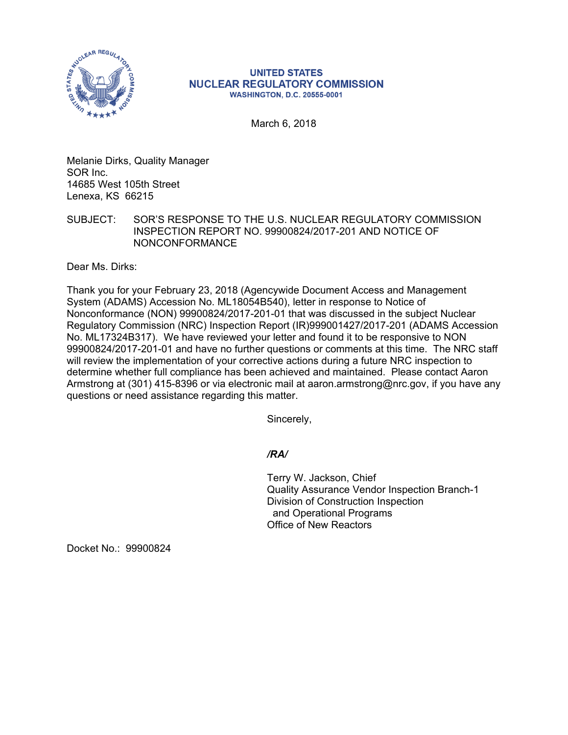UNITED STATES
**NUCLEAR REGULATORY COMMISSION**
WASHINGTON, D.C. 20555-0001

March 6, 2018

Melanie Dirks, Quality Manager
SOR Inc.
14685 West 105th Street
Lenexa, KS 66215

SUBJECT: SOR'S RESPONSE TO THE U.S. NUCLEAR REGULATORY COMMISSION INSPECTION REPORT NO. 99900824/2017-201 AND NOTICE OF NONCONFORMANCE

Dear Ms. Dirks:

Thank you for your February 23, 2018 (Agencywide Document Access and Management System (ADAMS) Accession No. ML18054B540), letter in response to Notice of Nonconformance (NON) 99900824/2017-201-01 that was discussed in the subject Nuclear Regulatory Commission (NRC) Inspection Report (IR)999001427/2017-201 (ADAMS Accession No. ML17324B317). We have reviewed your letter and found it to be responsive to NON 99900824/2017-201-01 and have no further questions or comments at this time. The NRC staff will review the implementation of your corrective actions during a future NRC inspection to determine whether full compliance has been achieved and maintained. Please contact Aaron Armstrong at (301) 415-8396 or via electronic mail at aaron.armstrong@nrc.gov, if you have any questions or need assistance regarding this matter.

Sincerely,

*/RA/*

Terry W. Jackson, Chief
Quality Assurance Vendor Inspection Branch-1
Division of Construction Inspection
and Operational Programs
Office of New Reactors

Docket No.: 99900824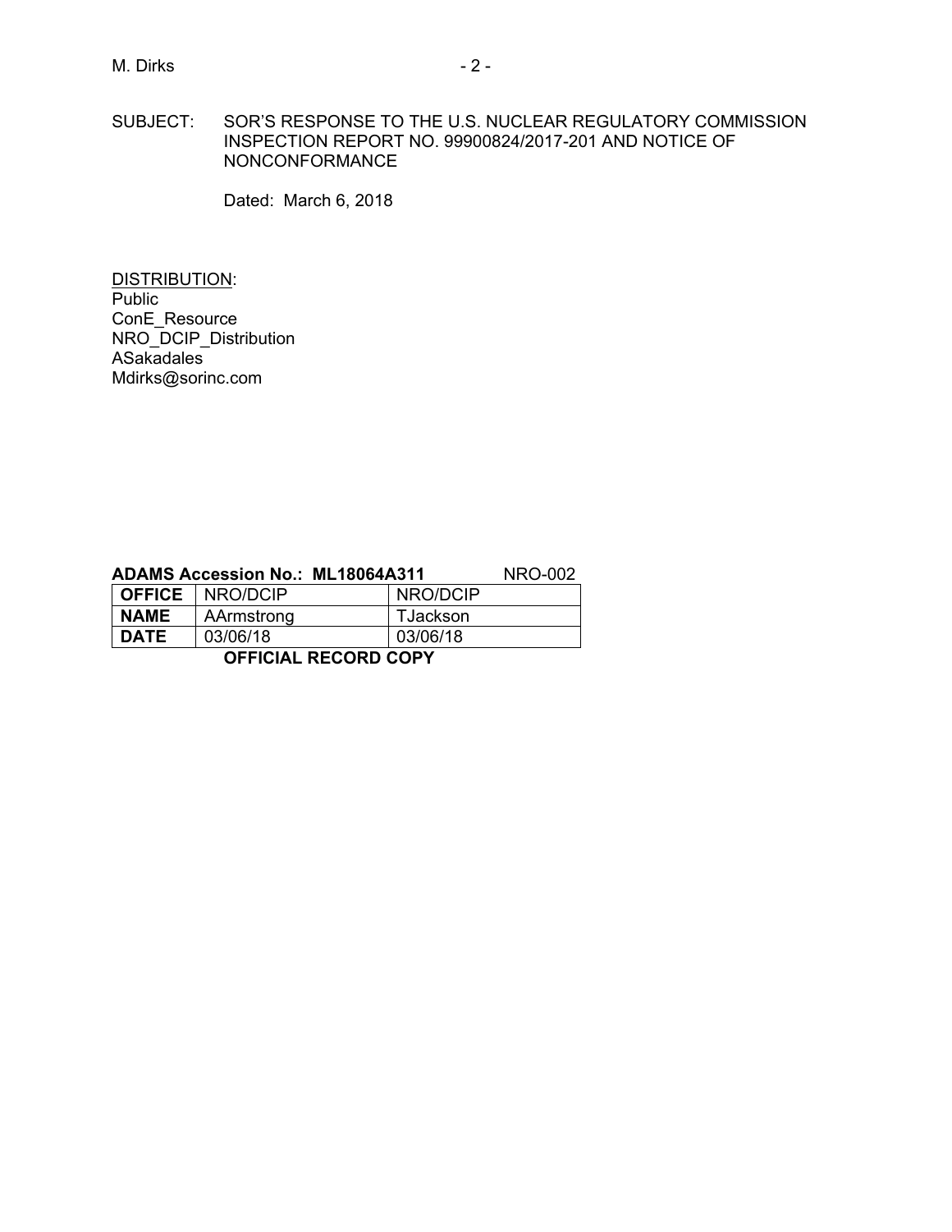SUBJECT: SOR'S RESPONSE TO THE U.S. NUCLEAR REGULATORY COMMISSION INSPECTION REPORT NO. 99900824/2017-201 AND NOTICE OF NONCONFORMANCE

Dated: March 6, 2018

DISTRIBUTION:
Public
ConE_Resource
NRO_DCIP_Distribution
ASakadales
Mdirks@sorinc.com

**ADAMS Accession No.: ML18064A311** NRO-002

| **OFFICE** | NRO/DCIP | NRO/DCIP |
|---|---|---|
| **NAME** | AArmstrong | TJackson |
| **DATE** | 03/06/18 | 03/06/18 |

**OFFICIAL RECORD COPY**